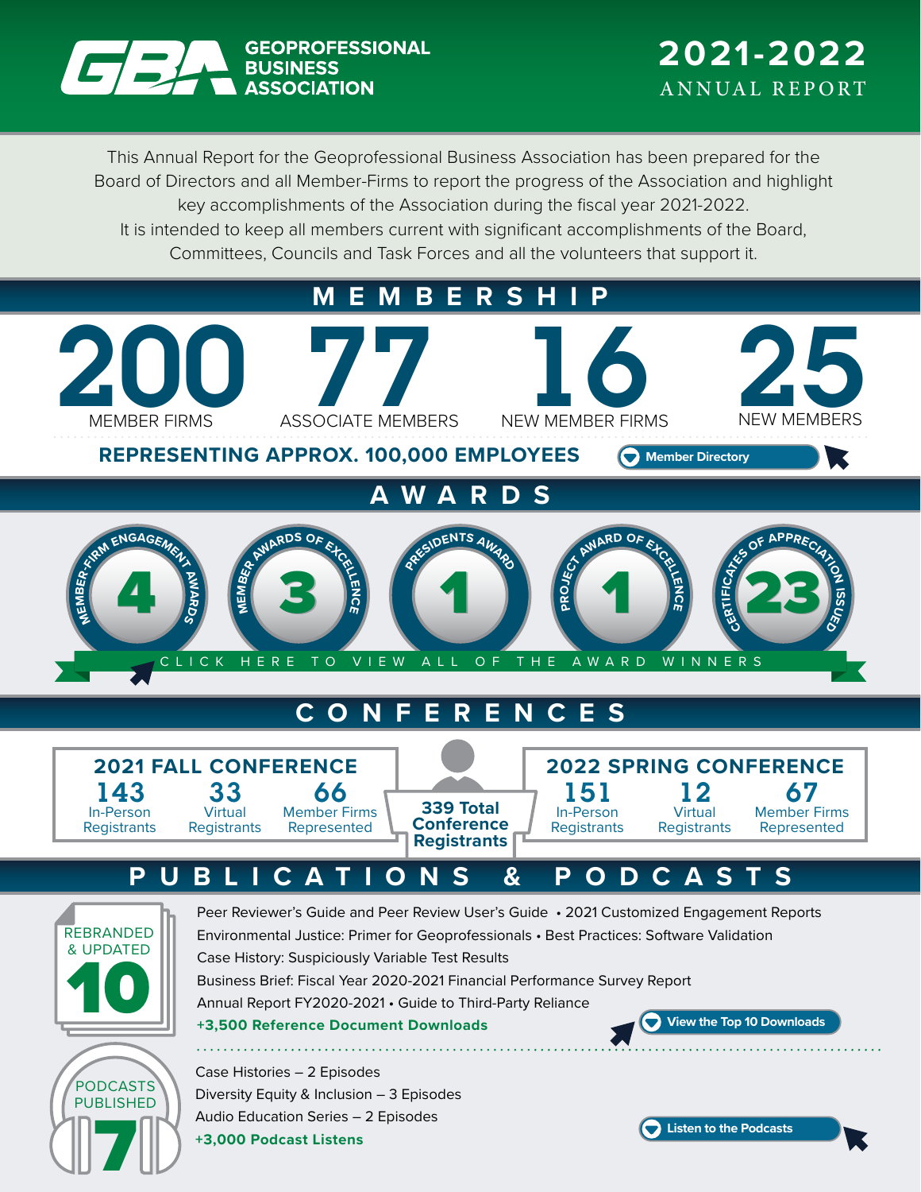# GBA GEOPROFESSIONAL BUSINESS ASSOCIATION

# 2021-2022 ANNUAL REPORT

This Annual Report for the Geoprofessional Business Association has been prepared for the Board of Directors and all Member-Firms to report the progress of the Association and highlight key accomplishments of the Association during the fiscal year 2021-2022. It is intended to keep all members current with significant accomplishments of the Board, Committees, Councils and Task Forces and all the volunteers that support it.

## MEMBERSHIP

| 200 | 77 | 16 | 25 |
|---|---|---|---|
| MEMBER FIRMS | ASSOCIATE MEMBERS | NEW MEMBER FIRMS | NEW MEMBERS |

**REPRESENTING APPROX. 100,000 EMPLOYEES**

Member Directory

## AWARDS

- **4** Member-Firm Engagement Awards
- **3** Member Awards of Excellence
- **1** Presidents Award
- **1** Project Award of Excellence
- **23** Certificates of Appreciation Issued

CLICK HERE TO VIEW ALL OF THE AWARD WINNERS

## CONFERENCES

**2021 FALL CONFERENCE**

| 143 | 33 | 66 |
|---|---|---|
| In-Person Registrants | Virtual Registrants | Member Firms Represented |

**339 Total Conference Registrants**

**2022 SPRING CONFERENCE**

| 151 | 12 | 67 |
|---|---|---|
| In-Person Registrants | Virtual Registrants | Member Firms Represented |

## PUBLICATIONS & PODCASTS

**REBRANDED & UPDATED 10**

Peer Reviewer's Guide and Peer Review User's Guide • 2021 Customized Engagement Reports
Environmental Justice: Primer for Geoprofessionals • Best Practices: Software Validation
Case History: Suspiciously Variable Test Results
Business Brief: Fiscal Year 2020-2021 Financial Performance Survey Report
Annual Report FY2020-2021 • Guide to Third-Party Reliance

**+3,500 Reference Document Downloads**

View the Top 10 Downloads

**PODCASTS PUBLISHED 7**

Case Histories – 2 Episodes
Diversity Equity & Inclusion – 3 Episodes
Audio Education Series – 2 Episodes

**+3,000 Podcast Listens**

Listen to the Podcasts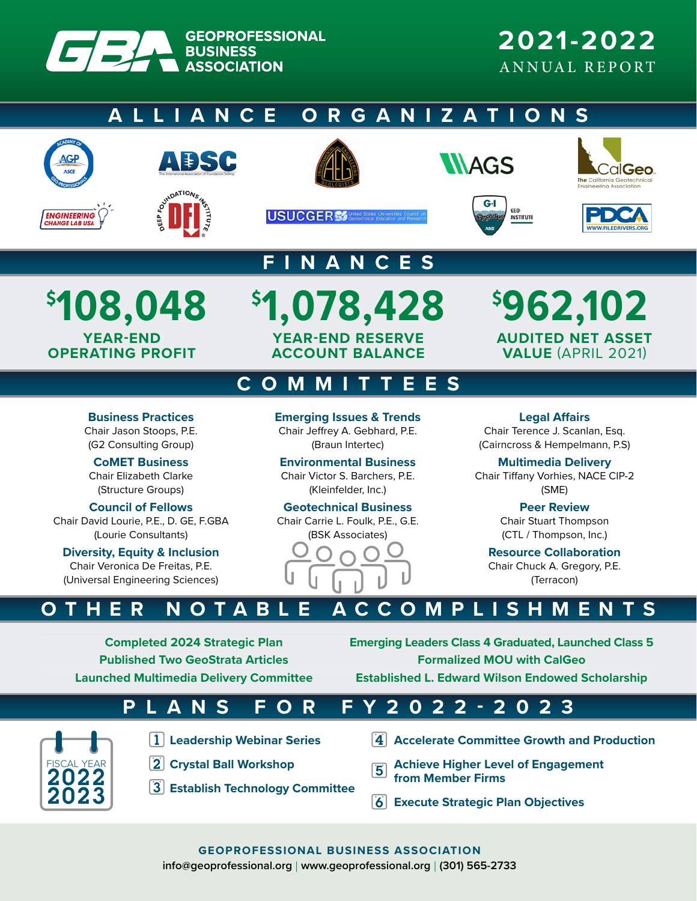# GEOPROFESSIONAL BUSINESS ASSOCIATION

# 2021-2022 ANNUAL REPORT

## ALLIANCE ORGANIZATIONS

## FINANCES

**$108,048**
YEAR-END OPERATING PROFIT

**$1,078,428**
YEAR-END RESERVE ACCOUNT BALANCE

**$962,102**
AUDITED NET ASSET VALUE (APRIL 2021)

## COMMITTEES

**Business Practices**
Chair Jason Stoops, P.E.
(G2 Consulting Group)

**CoMET Business**
Chair Elizabeth Clarke
(Structure Groups)

**Council of Fellows**
Chair David Lourie, P.E., D. GE, F.GBA
(Lourie Consultants)

**Diversity, Equity & Inclusion**
Chair Veronica De Freitas, P.E.
(Universal Engineering Sciences)

**Emerging Issues & Trends**
Chair Jeffrey A. Gebhard, P.E.
(Braun Intertec)

**Environmental Business**
Chair Victor S. Barchers, P.E.
(Kleinfelder, Inc.)

**Geotechnical Business**
Chair Carrie L. Foulk, P.E., G.E.
(BSK Associates)

**Legal Affairs**
Chair Terence J. Scanlan, Esq.
(Cairncross & Hempelmann, P.S)

**Multimedia Delivery**
Chair Tiffany Vorhies, NACE CIP-2
(SME)

**Peer Review**
Chair Stuart Thompson
(CTL / Thompson, Inc.)

**Resource Collaboration**
Chair Chuck A. Gregory, P.E.
(Terracon)

## OTHER NOTABLE ACCOMPLISHMENTS

- Completed 2024 Strategic Plan
- Published Two GeoStrata Articles
- Launched Multimedia Delivery Committee
- Emerging Leaders Class 4 Graduated, Launched Class 5
- Formalized MOU with CalGeo
- Established L. Edward Wilson Endowed Scholarship

## PLANS FOR FY2022-2023

FISCAL YEAR 2022 2023

1. Leadership Webinar Series
2. Crystal Ball Workshop
3. Establish Technology Committee
4. Accelerate Committee Growth and Production
5. Achieve Higher Level of Engagement from Member Firms
6. Execute Strategic Plan Objectives

**GEOPROFESSIONAL BUSINESS ASSOCIATION**
info@geoprofessional.org | www.geoprofessional.org | (301) 565-2733